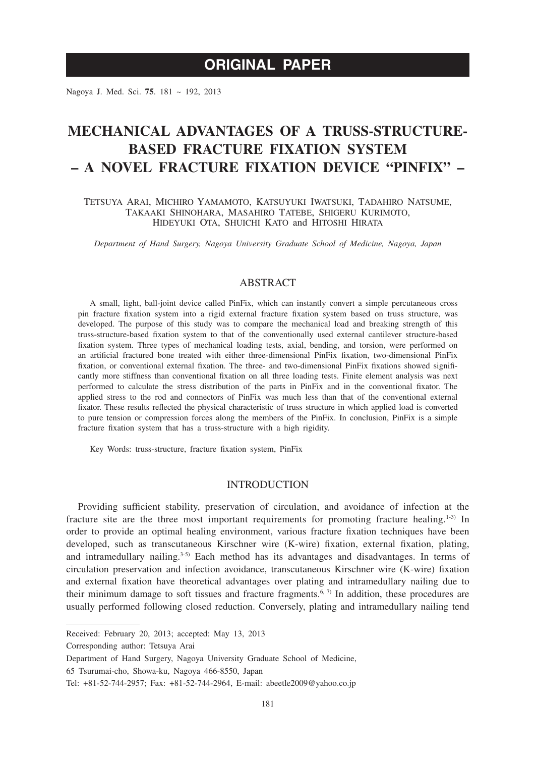# ORIGINAL PAPER

# MECHANICAL ADVANTAGES OF A TRUSS-STRUCTURE-BASED FRACTURE FIXATION SYSTEM – A NOVEL FRACTURE FIXATION DEVICE "PINFIX" –

Tetsuya Arai, Michiro Yamamoto, Katsuyuki Iwatsuki, Tadahiro Natsume, Takaaki Shinohara, Masahiro Tatebe, Shigeru Kurimoto, Hideyuki Ota, Shuichi Kato and Hitoshi Hirata

*Department of Hand Surgery, Nagoya University Graduate School of Medicine, Nagoya, Japan*

## ABSTRACT

A small, light, ball-joint device called PinFix, which can instantly convert a simple percutaneous cross pin fracture fixation system into a rigid external fracture fixation system based on truss structure, was developed. The purpose of this study was to compare the mechanical load and breaking strength of this truss-structure-based fixation system to that of the conventionally used external cantilever structure-based fixation system. Three types of mechanical loading tests, axial, bending, and torsion, were performed on an artificial fractured bone treated with either three-dimensional PinFix fixation, two-dimensional PinFix fixation, or conventional external fixation. The three- and two-dimensional PinFix fixations showed significantly more stiffness than conventional fixation on all three loading tests. Finite element analysis was next performed to calculate the stress distribution of the parts in PinFix and in the conventional fixator. The applied stress to the rod and connectors of PinFix was much less than that of the conventional external fixator. These results reflected the physical characteristic of truss structure in which applied load is converted to pure tension or compression forces along the members of the PinFix. In conclusion, PinFix is a simple fracture fixation system that has a truss-structure with a high rigidity.

Key Words: truss-structure, fracture fixation system, PinFix

## INTRODUCTION

Providing sufficient stability, preservation of circulation, and avoidance of infection at the fracture site are the three most important requirements for promoting fracture healing.[1-3] In order to provide an optimal healing environment, various fracture fixation techniques have been developed, such as transcutaneous Kirschner wire (K-wire) fixation, external fixation, plating, and intramedullary nailing.[3-5] Each method has its advantages and disadvantages. In terms of circulation preservation and infection avoidance, transcutaneous Kirschner wire (K-wire) fixation and external fixation have theoretical advantages over plating and intramedullary nailing due to their minimum damage to soft tissues and fracture fragments.[6, 7] In addition, these procedures are usually performed following closed reduction. Conversely, plating and intramedullary nailing tend

Received: February 20, 2013; accepted: May 13, 2013

Corresponding author: Tetsuya Arai

Department of Hand Surgery, Nagoya University Graduate School of Medicine,

65 Tsurumai-cho, Showa-ku, Nagoya 466-8550, Japan

Tel: +81-52-744-2957; Fax: +81-52-744-2964, E-mail: abeetle2009@yahoo.co.jp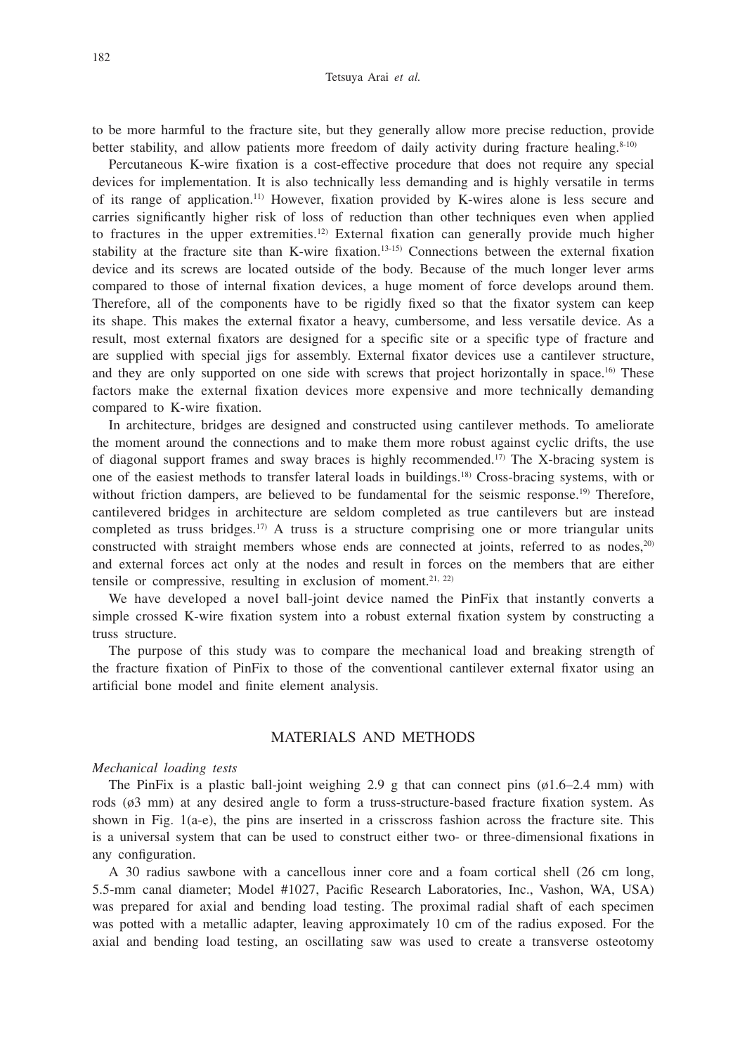to be more harmful to the fracture site, but they generally allow more precise reduction, provide better stability, and allow patients more freedom of daily activity during fracture healing.[8-10]

Percutaneous K-wire fixation is a cost-effective procedure that does not require any special devices for implementation. It is also technically less demanding and is highly versatile in terms of its range of application.[11] However, fixation provided by K-wires alone is less secure and carries significantly higher risk of loss of reduction than other techniques even when applied to fractures in the upper extremities.[12] External fixation can generally provide much higher stability at the fracture site than K-wire fixation.[13-15] Connections between the external fixation device and its screws are located outside of the body. Because of the much longer lever arms compared to those of internal fixation devices, a huge moment of force develops around them. Therefore, all of the components have to be rigidly fixed so that the fixator system can keep its shape. This makes the external fixator a heavy, cumbersome, and less versatile device. As a result, most external fixators are designed for a specific site or a specific type of fracture and are supplied with special jigs for assembly. External fixator devices use a cantilever structure, and they are only supported on one side with screws that project horizontally in space.[16] These factors make the external fixation devices more expensive and more technically demanding compared to K-wire fixation.

In architecture, bridges are designed and constructed using cantilever methods. To ameliorate the moment around the connections and to make them more robust against cyclic drifts, the use of diagonal support frames and sway braces is highly recommended.[17] The X-bracing system is one of the easiest methods to transfer lateral loads in buildings.[18] Cross-bracing systems, with or without friction dampers, are believed to be fundamental for the seismic response.[19] Therefore, cantilevered bridges in architecture are seldom completed as true cantilevers but are instead completed as truss bridges.[17] A truss is a structure comprising one or more triangular units constructed with straight members whose ends are connected at joints, referred to as nodes,[20] and external forces act only at the nodes and result in forces on the members that are either tensile or compressive, resulting in exclusion of moment.[21, 22]

We have developed a novel ball-joint device named the PinFix that instantly converts a simple crossed K-wire fixation system into a robust external fixation system by constructing a truss structure.

The purpose of this study was to compare the mechanical load and breaking strength of the fracture fixation of PinFix to those of the conventional cantilever external fixator using an artificial bone model and finite element analysis.

## MATERIALS AND METHODS

*Mechanical loading tests*

The PinFix is a plastic ball-joint weighing 2.9 g that can connect pins (ø1.6–2.4 mm) with rods (ø3 mm) at any desired angle to form a truss-structure-based fracture fixation system. As shown in Fig. 1(a-e), the pins are inserted in a crisscross fashion across the fracture site. This is a universal system that can be used to construct either two- or three-dimensional fixations in any configuration.

A 30 radius sawbone with a cancellous inner core and a foam cortical shell (26 cm long, 5.5-mm canal diameter; Model #1027, Pacific Research Laboratories, Inc., Vashon, WA, USA) was prepared for axial and bending load testing. The proximal radial shaft of each specimen was potted with a metallic adapter, leaving approximately 10 cm of the radius exposed. For the axial and bending load testing, an oscillating saw was used to create a transverse osteotomy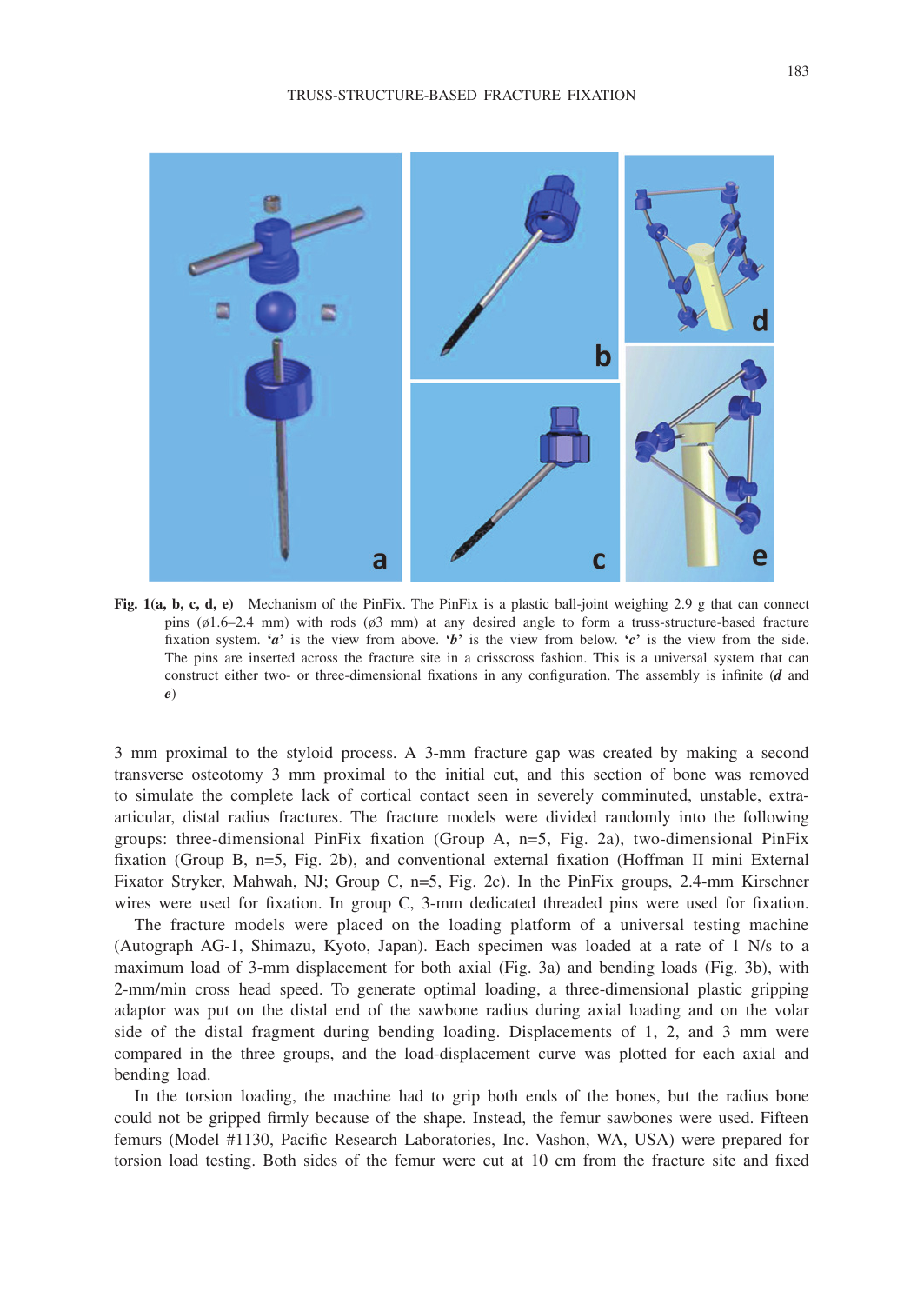**Fig. 1(a, b, c, d, e)** Mechanism of the PinFix. The PinFix is a plastic ball-joint weighing 2.9 g that can connect pins (ø1.6–2.4 mm) with rods (ø3 mm) at any desired angle to form a truss-structure-based fracture fixation system. ‘*a*’ is the view from above. ‘*b*’ is the view from below. ‘*c*’ is the view from the side. The pins are inserted across the fracture site in a crisscross fashion. This is a universal system that can construct either two- or three-dimensional fixations in any configuration. The assembly is infinite (*d* and *e*)

3 mm proximal to the styloid process. A 3-mm fracture gap was created by making a second transverse osteotomy 3 mm proximal to the initial cut, and this section of bone was removed to simulate the complete lack of cortical contact seen in severely comminuted, unstable, extra-articular, distal radius fractures. The fracture models were divided randomly into the following groups: three-dimensional PinFix fixation (Group A, n=5, Fig. 2a), two-dimensional PinFix fixation (Group B, n=5, Fig. 2b), and conventional external fixation (Hoffman II mini External Fixator Stryker, Mahwah, NJ; Group C, n=5, Fig. 2c). In the PinFix groups, 2.4-mm Kirschner wires were used for fixation. In group C, 3-mm dedicated threaded pins were used for fixation.

The fracture models were placed on the loading platform of a universal testing machine (Autograph AG-1, Shimazu, Kyoto, Japan). Each specimen was loaded at a rate of 1 N/s to a maximum load of 3-mm displacement for both axial (Fig. 3a) and bending loads (Fig. 3b), with 2-mm/min cross head speed. To generate optimal loading, a three-dimensional plastic gripping adaptor was put on the distal end of the sawbone radius during axial loading and on the volar side of the distal fragment during bending loading. Displacements of 1, 2, and 3 mm were compared in the three groups, and the load-displacement curve was plotted for each axial and bending load.

In the torsion loading, the machine had to grip both ends of the bones, but the radius bone could not be gripped firmly because of the shape. Instead, the femur sawbones were used. Fifteen femurs (Model #1130, Pacific Research Laboratories, Inc. Vashon, WA, USA) were prepared for torsion load testing. Both sides of the femur were cut at 10 cm from the fracture site and fixed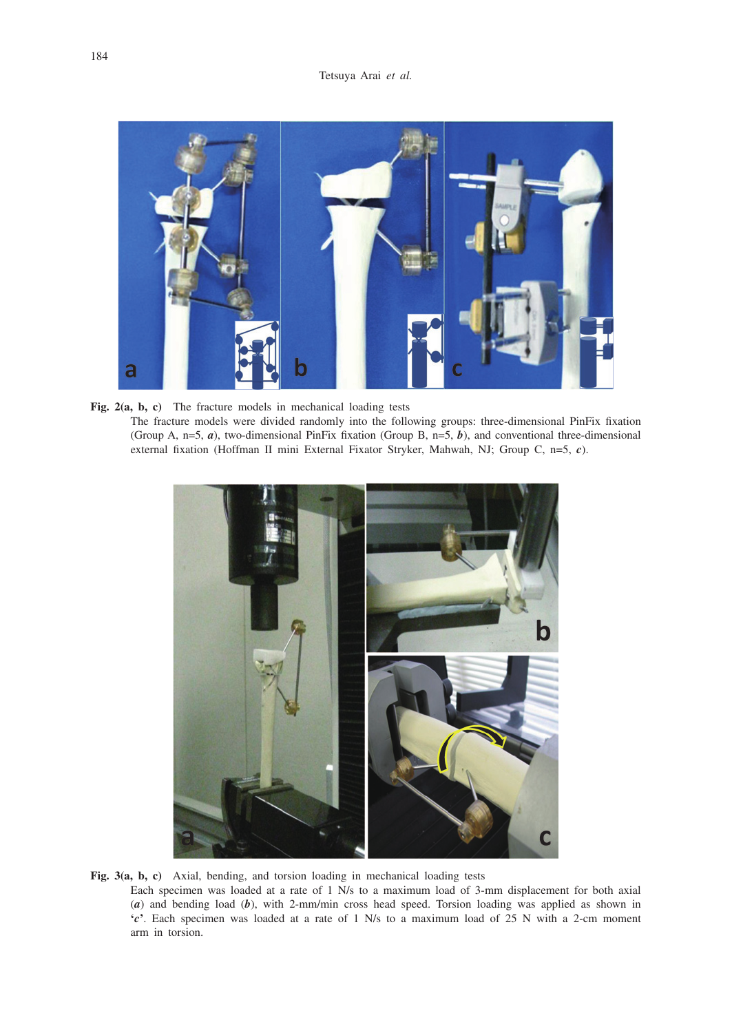**Fig. 2(a, b, c)** The fracture models in mechanical loading tests

The fracture models were divided randomly into the following groups: three-dimensional PinFix fixation (Group A, n=5, ***a***), two-dimensional PinFix fixation (Group B, n=5, ***b***), and conventional three-dimensional external fixation (Hoffman II mini External Fixator Stryker, Mahwah, NJ; Group C, n=5, ***c***).

**Fig. 3(a, b, c)** Axial, bending, and torsion loading in mechanical loading tests

Each specimen was loaded at a rate of 1 N/s to a maximum load of 3-mm displacement for both axial (***a***) and bending load (***b***), with 2-mm/min cross head speed. Torsion loading was applied as shown in '***c***'. Each specimen was loaded at a rate of 1 N/s to a maximum load of 25 N with a 2-cm moment arm in torsion.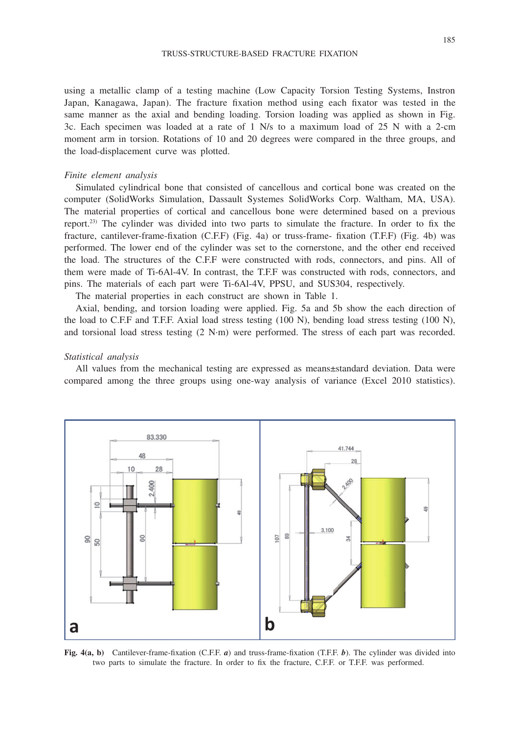using a metallic clamp of a testing machine (Low Capacity Torsion Testing Systems, Instron Japan, Kanagawa, Japan). The fracture fixation method using each fixator was tested in the same manner as the axial and bending loading. Torsion loading was applied as shown in Fig. 3c. Each specimen was loaded at a rate of 1 N/s to a maximum load of 25 N with a 2-cm moment arm in torsion. Rotations of 10 and 20 degrees were compared in the three groups, and the load-displacement curve was plotted.

### *Finite element analysis*

Simulated cylindrical bone that consisted of cancellous and cortical bone was created on the computer (SolidWorks Simulation, Dassault Systemes SolidWorks Corp. Waltham, MA, USA). The material properties of cortical and cancellous bone were determined based on a previous report.[23] The cylinder was divided into two parts to simulate the fracture. In order to fix the fracture, cantilever-frame-fixation (C.F.F) (Fig. 4a) or truss-frame- fixation (T.F.F) (Fig. 4b) was performed. The lower end of the cylinder was set to the cornerstone, and the other end received the load. The structures of the C.F.F were constructed with rods, connectors, and pins. All of them were made of Ti-6Al-4V. In contrast, the T.F.F was constructed with rods, connectors, and pins. The materials of each part were Ti-6Al-4V, PPSU, and SUS304, respectively.

The material properties in each construct are shown in Table 1.

Axial, bending, and torsion loading were applied. Fig. 5a and 5b show the each direction of the load to C.F.F and T.F.F. Axial load stress testing (100 N), bending load stress testing (100 N), and torsional load stress testing (2 N·m) were performed. The stress of each part was recorded.

### *Statistical analysis*

All values from the mechanical testing are expressed as means±standard deviation. Data were compared among the three groups using one-way analysis of variance (Excel 2010 statistics).

**Fig. 4(a, b)** Cantilever-frame-fixation (C.F.F. ***a***) and truss-frame-fixation (T.F.F. ***b***). The cylinder was divided into two parts to simulate the fracture. In order to fix the fracture, C.F.F. or T.F.F. was performed.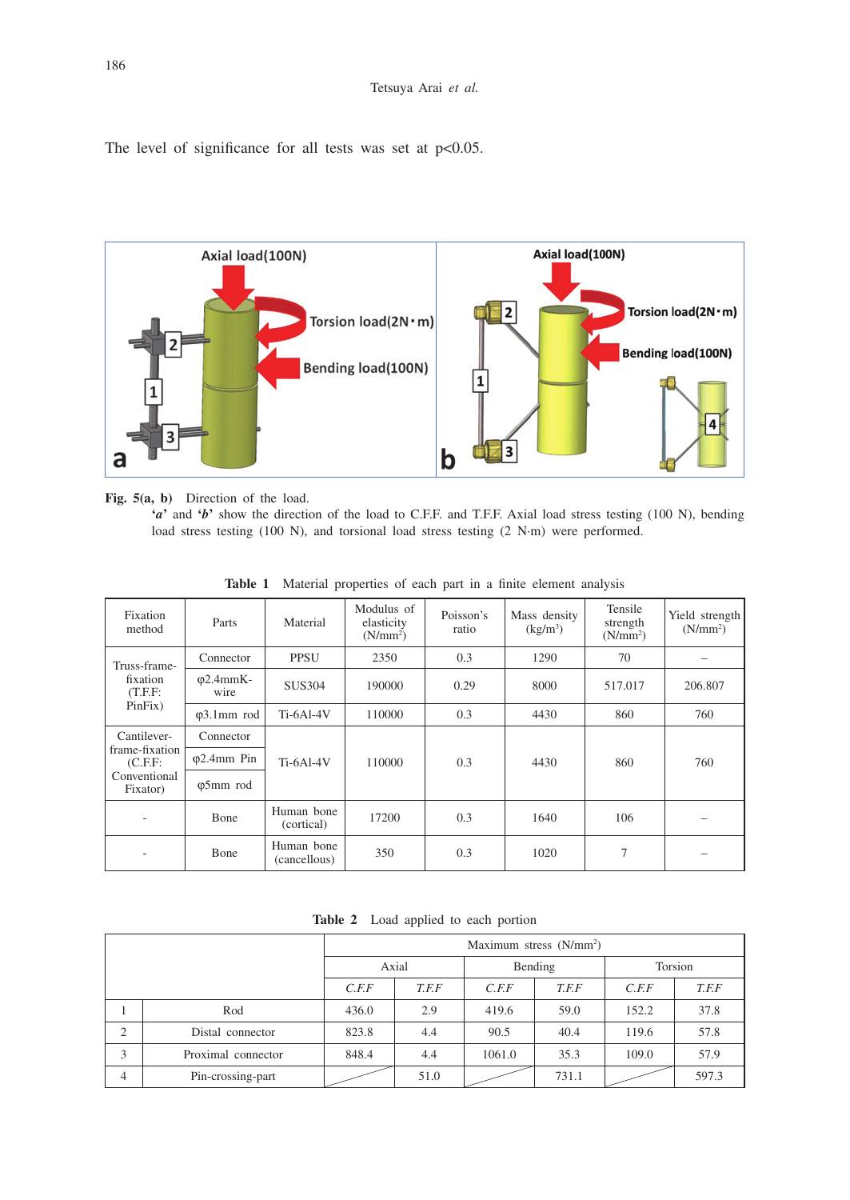The level of significance for all tests was set at $p<0.05$.

**Fig. 5(a, b)** Direction of the load.
'*a*' and '*b*' show the direction of the load to C.F.F. and T.F.F. Axial load stress testing (100 N), bending load stress testing (100 N), and torsional load stress testing (2 N·m) were performed.

**Table 1** Material properties of each part in a finite element analysis

| Fixation method | Parts | Material | Modulus of elasticity (N/mm$^2$) | Poisson's ratio | Mass density (kg/m$^3$) | Tensile strength (N/mm$^2$) | Yield strength (N/mm$^2$) |
|---|---|---|---|---|---|---|---|
| Truss-frame-fixation (T.F.F: PinFix) | Connector | PPSU | 2350 | 0.3 | 1290 | 70 | – |
| | φ2.4mmK-wire | SUS304 | 190000 | 0.29 | 8000 | 517.017 | 206.807 |
| | φ3.1mm rod | Ti-6Al-4V | 110000 | 0.3 | 4430 | 860 | 760 |
| Cantilever-frame-fixation (C.F.F: Conventional Fixator) | Connector | Ti-6Al-4V | 110000 | 0.3 | 4430 | 860 | 760 |
| | φ2.4mm Pin | | | | | | |
| | φ5mm rod | | | | | | |
| - | Bone | Human bone (cortical) | 17200 | 0.3 | 1640 | 106 | – |
| - | Bone | Human bone (cancellous) | 350 | 0.3 | 1020 | 7 | – |

**Table 2** Load applied to each portion

| | | Maximum stress (N/mm$^2$) | | | | | |
|---|---|---|---|---|---|---|---|
| | | Axial | | Bending | | Torsion | |
| | | *C.F.F* | *T.F.F* | *C.F.F* | *T.F.F* | *C.F.F* | *T.F.F* |
| 1 | Rod | 436.0 | 2.9 | 419.6 | 59.0 | 152.2 | 37.8 |
| 2 | Distal connector | 823.8 | 4.4 | 90.5 | 40.4 | 119.6 | 57.8 |
| 3 | Proximal connector | 848.4 | 4.4 | 1061.0 | 35.3 | 109.0 | 57.9 |
| 4 | Pin-crossing-part | | 51.0 | | 731.1 | | 597.3 |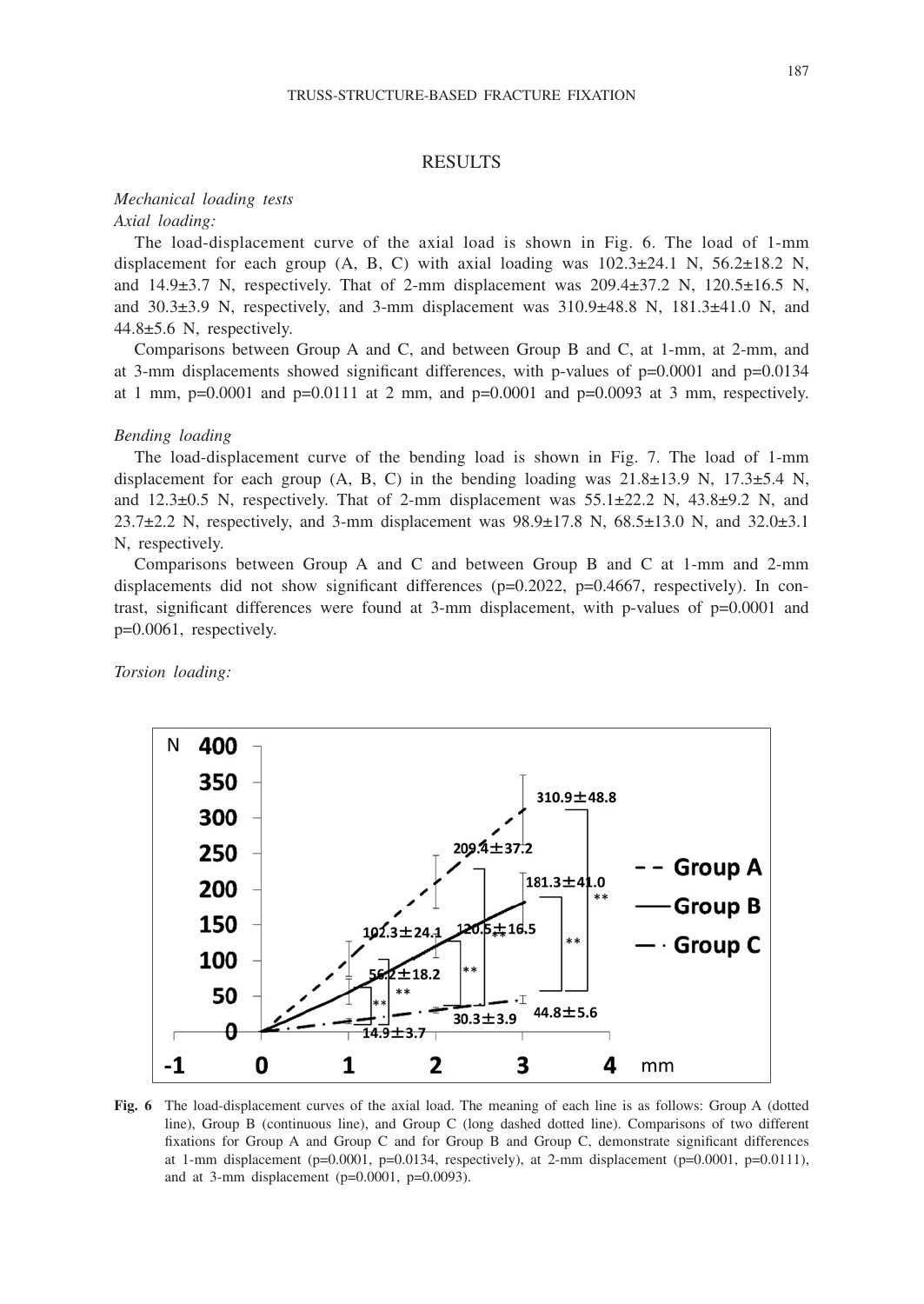## RESULTS

*Mechanical loading tests*

*Axial loading:*

The load-displacement curve of the axial load is shown in Fig. 6. The load of 1-mm displacement for each group (A, B, C) with axial loading was 102.3±24.1 N, 56.2±18.2 N, and 14.9±3.7 N, respectively. That of 2-mm displacement was 209.4±37.2 N, 120.5±16.5 N, and 30.3±3.9 N, respectively, and 3-mm displacement was 310.9±48.8 N, 181.3±41.0 N, and 44.8±5.6 N, respectively.

Comparisons between Group A and C, and between Group B and C, at 1-mm, at 2-mm, and at 3-mm displacements showed significant differences, with p-values of p=0.0001 and p=0.0134 at 1 mm, p=0.0001 and p=0.0111 at 2 mm, and p=0.0001 and p=0.0093 at 3 mm, respectively.

*Bending loading*

The load-displacement curve of the bending load is shown in Fig. 7. The load of 1-mm displacement for each group (A, B, C) in the bending loading was 21.8±13.9 N, 17.3±5.4 N, and 12.3±0.5 N, respectively. That of 2-mm displacement was 55.1±22.2 N, 43.8±9.2 N, and 23.7±2.2 N, respectively, and 3-mm displacement was 98.9±17.8 N, 68.5±13.0 N, and 32.0±3.1 N, respectively.

Comparisons between Group A and C and between Group B and C at 1-mm and 2-mm displacements did not show significant differences (p=0.2022, p=0.4667, respectively). In contrast, significant differences were found at 3-mm displacement, with p-values of p=0.0001 and p=0.0061, respectively.

*Torsion loading:*

**Fig. 6** The load-displacement curves of the axial load. The meaning of each line is as follows: Group A (dotted line), Group B (continuous line), and Group C (long dashed dotted line). Comparisons of two different fixations for Group A and Group C and for Group B and Group C, demonstrate significant differences at 1-mm displacement (p=0.0001, p=0.0134, respectively), at 2-mm displacement (p=0.0001, p=0.0111), and at 3-mm displacement (p=0.0001, p=0.0093).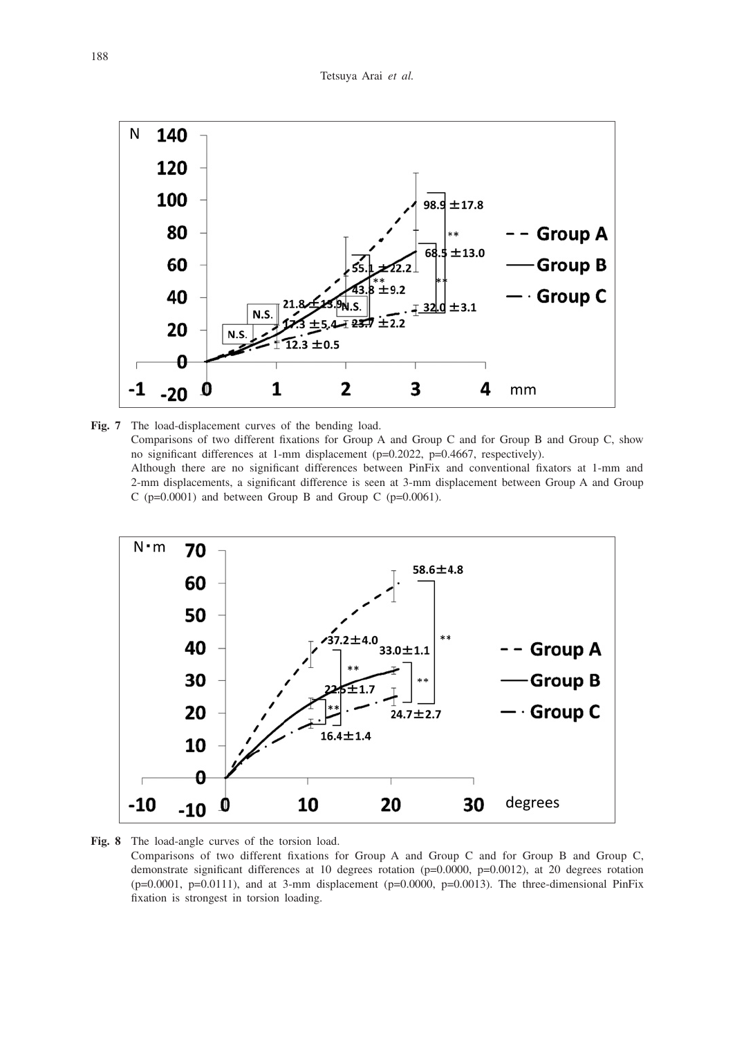**Fig. 7** The load-displacement curves of the bending load.
Comparisons of two different fixations for Group A and Group C and for Group B and Group C, show no significant differences at 1-mm displacement (p=0.2022, p=0.4667, respectively).
Although there are no significant differences between PinFix and conventional fixators at 1-mm and 2-mm displacements, a significant difference is seen at 3-mm displacement between Group A and Group C (p=0.0001) and between Group B and Group C (p=0.0061).

**Fig. 8** The load-angle curves of the torsion load.
Comparisons of two different fixations for Group A and Group C and for Group B and Group C, demonstrate significant differences at 10 degrees rotation (p=0.0000, p=0.0012), at 20 degrees rotation (p=0.0001, p=0.0111), and at 3-mm displacement (p=0.0000, p=0.0013). The three-dimensional PinFix fixation is strongest in torsion loading.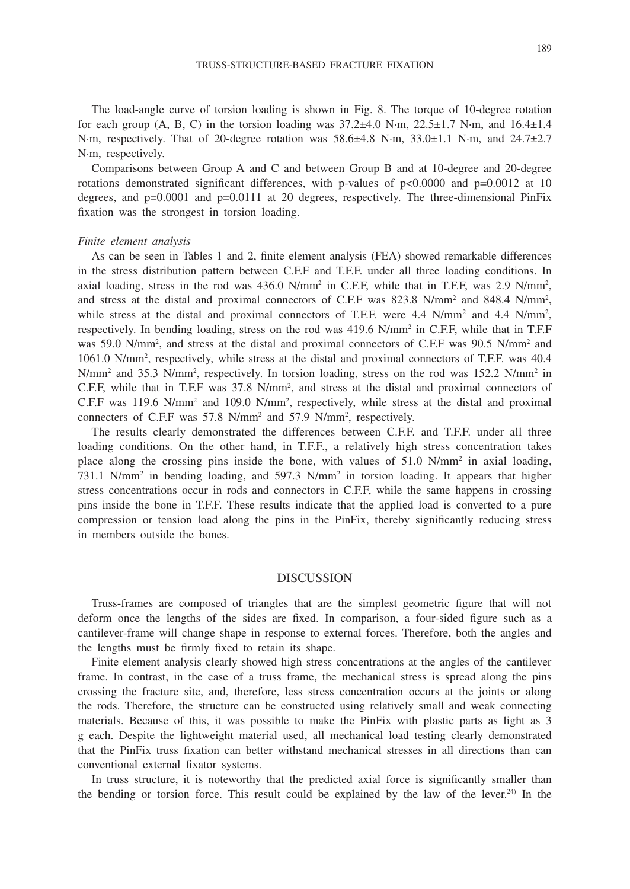The load-angle curve of torsion loading is shown in Fig. 8. The torque of 10-degree rotation for each group (A, B, C) in the torsion loading was 37.2±4.0 N·m, 22.5±1.7 N·m, and 16.4±1.4 N·m, respectively. That of 20-degree rotation was 58.6±4.8 N·m, 33.0±1.1 N·m, and 24.7±2.7 N·m, respectively.

Comparisons between Group A and C and between Group B and at 10-degree and 20-degree rotations demonstrated significant differences, with p-values of $p<0.0000$ and $p=0.0012$ at 10 degrees, and $p=0.0001$ and $p=0.0111$ at 20 degrees, respectively. The three-dimensional PinFix fixation was the strongest in torsion loading.

*Finite element analysis*

As can be seen in Tables 1 and 2, finite element analysis (FEA) showed remarkable differences in the stress distribution pattern between C.F.F and T.F.F. under all three loading conditions. In axial loading, stress in the rod was 436.0 N/mm$^2$ in C.F.F, while that in T.F.F, was 2.9 N/mm$^2$, and stress at the distal and proximal connectors of C.F.F was 823.8 N/mm$^2$ and 848.4 N/mm$^2$, while stress at the distal and proximal connectors of T.F.F. were 4.4 N/mm$^2$ and 4.4 N/mm$^2$, respectively. In bending loading, stress on the rod was 419.6 N/mm$^2$ in C.F.F, while that in T.F.F was 59.0 N/mm$^2$, and stress at the distal and proximal connectors of C.F.F was 90.5 N/mm$^2$ and 1061.0 N/mm$^2$, respectively, while stress at the distal and proximal connectors of T.F.F. was 40.4 N/mm$^2$ and 35.3 N/mm$^2$, respectively. In torsion loading, stress on the rod was 152.2 N/mm$^2$ in C.F.F, while that in T.F.F was 37.8 N/mm$^2$, and stress at the distal and proximal connectors of C.F.F was 119.6 N/mm$^2$ and 109.0 N/mm$^2$, respectively, while stress at the distal and proximal connecters of C.F.F was 57.8 N/mm$^2$ and 57.9 N/mm$^2$, respectively.

The results clearly demonstrated the differences between C.F.F. and T.F.F. under all three loading conditions. On the other hand, in T.F.F., a relatively high stress concentration takes place along the crossing pins inside the bone, with values of 51.0 N/mm$^2$ in axial loading, 731.1 N/mm$^2$ in bending loading, and 597.3 N/mm$^2$ in torsion loading. It appears that higher stress concentrations occur in rods and connectors in C.F.F, while the same happens in crossing pins inside the bone in T.F.F. These results indicate that the applied load is converted to a pure compression or tension load along the pins in the PinFix, thereby significantly reducing stress in members outside the bones.

## DISCUSSION

Truss-frames are composed of triangles that are the simplest geometric figure that will not deform once the lengths of the sides are fixed. In comparison, a four-sided figure such as a cantilever-frame will change shape in response to external forces. Therefore, both the angles and the lengths must be firmly fixed to retain its shape.

Finite element analysis clearly showed high stress concentrations at the angles of the cantilever frame. In contrast, in the case of a truss frame, the mechanical stress is spread along the pins crossing the fracture site, and, therefore, less stress concentration occurs at the joints or along the rods. Therefore, the structure can be constructed using relatively small and weak connecting materials. Because of this, it was possible to make the PinFix with plastic parts as light as 3 g each. Despite the lightweight material used, all mechanical load testing clearly demonstrated that the PinFix truss fixation can better withstand mechanical stresses in all directions than can conventional external fixator systems.

In truss structure, it is noteworthy that the predicted axial force is significantly smaller than the bending or torsion force. This result could be explained by the law of the lever.[24] In the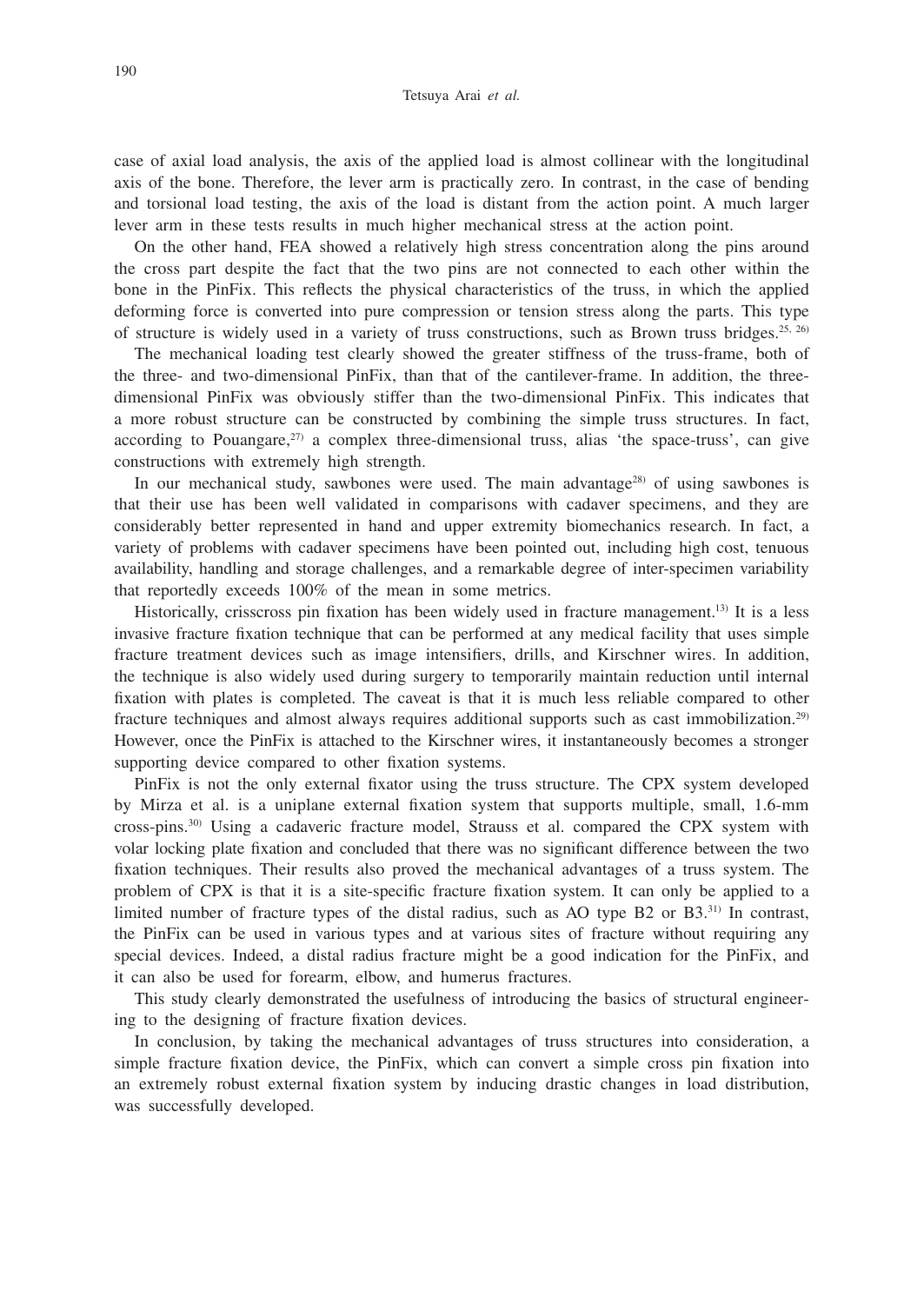case of axial load analysis, the axis of the applied load is almost collinear with the longitudinal axis of the bone. Therefore, the lever arm is practically zero. In contrast, in the case of bending and torsional load testing, the axis of the load is distant from the action point. A much larger lever arm in these tests results in much higher mechanical stress at the action point.

On the other hand, FEA showed a relatively high stress concentration along the pins around the cross part despite the fact that the two pins are not connected to each other within the bone in the PinFix. This reflects the physical characteristics of the truss, in which the applied deforming force is converted into pure compression or tension stress along the parts. This type of structure is widely used in a variety of truss constructions, such as Brown truss bridges.[25, 26]

The mechanical loading test clearly showed the greater stiffness of the truss-frame, both of the three- and two-dimensional PinFix, than that of the cantilever-frame. In addition, the three-dimensional PinFix was obviously stiffer than the two-dimensional PinFix. This indicates that a more robust structure can be constructed by combining the simple truss structures. In fact, according to Pouangare,[27] a complex three-dimensional truss, alias 'the space-truss', can give constructions with extremely high strength.

In our mechanical study, sawbones were used. The main advantage[28] of using sawbones is that their use has been well validated in comparisons with cadaver specimens, and they are considerably better represented in hand and upper extremity biomechanics research. In fact, a variety of problems with cadaver specimens have been pointed out, including high cost, tenuous availability, handling and storage challenges, and a remarkable degree of inter-specimen variability that reportedly exceeds 100% of the mean in some metrics.

Historically, crisscross pin fixation has been widely used in fracture management.[13] It is a less invasive fracture fixation technique that can be performed at any medical facility that uses simple fracture treatment devices such as image intensifiers, drills, and Kirschner wires. In addition, the technique is also widely used during surgery to temporarily maintain reduction until internal fixation with plates is completed. The caveat is that it is much less reliable compared to other fracture techniques and almost always requires additional supports such as cast immobilization.[29] However, once the PinFix is attached to the Kirschner wires, it instantaneously becomes a stronger supporting device compared to other fixation systems.

PinFix is not the only external fixator using the truss structure. The CPX system developed by Mirza et al. is a uniplane external fixation system that supports multiple, small, 1.6-mm cross-pins.[30] Using a cadaveric fracture model, Strauss et al. compared the CPX system with volar locking plate fixation and concluded that there was no significant difference between the two fixation techniques. Their results also proved the mechanical advantages of a truss system. The problem of CPX is that it is a site-specific fracture fixation system. It can only be applied to a limited number of fracture types of the distal radius, such as AO type B2 or B3.[31] In contrast, the PinFix can be used in various types and at various sites of fracture without requiring any special devices. Indeed, a distal radius fracture might be a good indication for the PinFix, and it can also be used for forearm, elbow, and humerus fractures.

This study clearly demonstrated the usefulness of introducing the basics of structural engineering to the designing of fracture fixation devices.

In conclusion, by taking the mechanical advantages of truss structures into consideration, a simple fracture fixation device, the PinFix, which can convert a simple cross pin fixation into an extremely robust external fixation system by inducing drastic changes in load distribution, was successfully developed.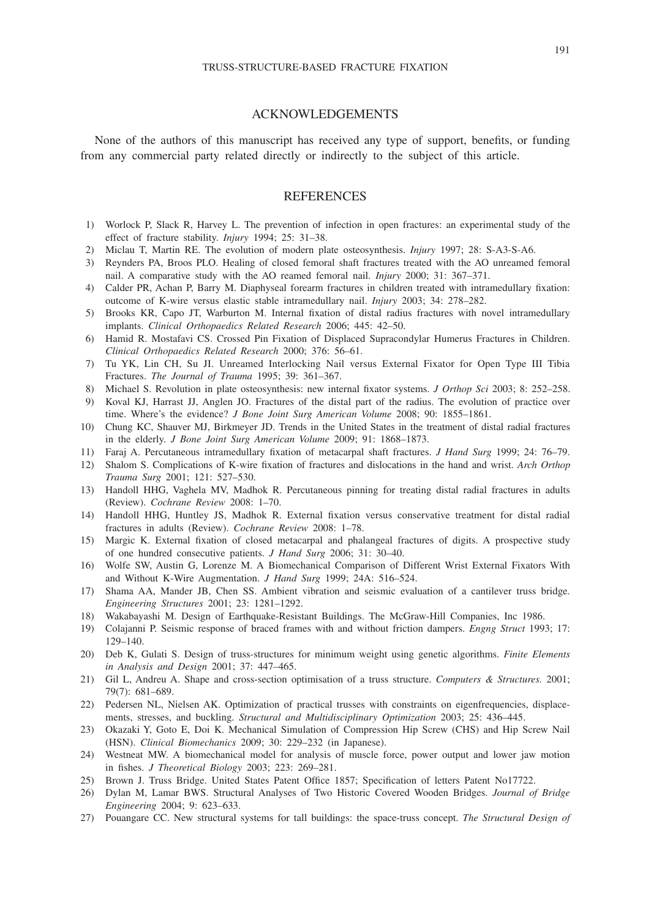## ACKNOWLEDGEMENTS

None of the authors of this manuscript has received any type of support, benefits, or funding from any commercial party related directly or indirectly to the subject of this article.

## REFERENCES

1) Worlock P, Slack R, Harvey L. The prevention of infection in open fractures: an experimental study of the effect of fracture stability. *Injury* 1994; 25: 31–38.
2) Miclau T, Martin RE. The evolution of modern plate osteosynthesis. *Injury* 1997; 28: S-A3-S-A6.
3) Reynders PA, Broos PLO. Healing of closed femoral shaft fractures treated with the AO unreamed femoral nail. A comparative study with the AO reamed femoral nail. *Injury* 2000; 31: 367–371.
4) Calder PR, Achan P, Barry M. Diaphyseal forearm fractures in children treated with intramedullary fixation: outcome of K-wire versus elastic stable intramedullary nail. *Injury* 2003; 34: 278–282.
5) Brooks KR, Capo JT, Warburton M. Internal fixation of distal radius fractures with novel intramedullary implants. *Clinical Orthopaedics Related Research* 2006; 445: 42–50.
6) Hamid R. Mostafavi CS. Crossed Pin Fixation of Displaced Supracondylar Humerus Fractures in Children. *Clinical Orthopaedics Related Research* 2000; 376: 56–61.
7) Tu YK, Lin CH, Su JI. Unreamed Interlocking Nail versus External Fixator for Open Type III Tibia Fractures. *The Journal of Trauma* 1995; 39: 361–367.
8) Michael S. Revolution in plate osteosynthesis: new internal fixator systems. *J Orthop Sci* 2003; 8: 252–258.
9) Koval KJ, Harrast JJ, Anglen JO. Fractures of the distal part of the radius. The evolution of practice over time. Where's the evidence? *J Bone Joint Surg American Volume* 2008; 90: 1855–1861.
10) Chung KC, Shauver MJ, Birkmeyer JD. Trends in the United States in the treatment of distal radial fractures in the elderly. *J Bone Joint Surg American Volume* 2009; 91: 1868–1873.
11) Faraj A. Percutaneous intramedullary fixation of metacarpal shaft fractures. *J Hand Surg* 1999; 24: 76–79.
12) Shalom S. Complications of K-wire fixation of fractures and dislocations in the hand and wrist. *Arch Orthop Trauma Surg* 2001; 121: 527–530.
13) Handoll HHG, Vaghela MV, Madhok R. Percutaneous pinning for treating distal radial fractures in adults (Review). *Cochrane Review* 2008: 1–70.
14) Handoll HHG, Huntley JS, Madhok R. External fixation versus conservative treatment for distal radial fractures in adults (Review). *Cochrane Review* 2008: 1–78.
15) Margic K. External fixation of closed metacarpal and phalangeal fractures of digits. A prospective study of one hundred consecutive patients. *J Hand Surg* 2006; 31: 30–40.
16) Wolfe SW, Austin G, Lorenze M. A Biomechanical Comparison of Different Wrist External Fixators With and Without K-Wire Augmentation. *J Hand Surg* 1999; 24A: 516–524.
17) Shama AA, Mander JB, Chen SS. Ambient vibration and seismic evaluation of a cantilever truss bridge. *Engineering Structures* 2001; 23: 1281–1292.
18) Wakabayashi M. Design of Earthquake-Resistant Buildings. The McGraw-Hill Companies, Inc 1986.
19) Colajanni P. Seismic response of braced frames with and without friction dampers. *Engng Struct* 1993; 17: 129–140.
20) Deb K, Gulati S. Design of truss-structures for minimum weight using genetic algorithms. *Finite Elements in Analysis and Design* 2001; 37: 447–465.
21) Gil L, Andreu A. Shape and cross-section optimisation of a truss structure. *Computers & Structures.* 2001; 79(7): 681–689.
22) Pedersen NL, Nielsen AK. Optimization of practical trusses with constraints on eigenfrequencies, displacements, stresses, and buckling. *Structural and Multidisciplinary Optimization* 2003; 25: 436–445.
23) Okazaki Y, Goto E, Doi K. Mechanical Simulation of Compression Hip Screw (CHS) and Hip Screw Nail (HSN). *Clinical Biomechanics* 2009; 30: 229–232 (in Japanese).
24) Westneat MW. A biomechanical model for analysis of muscle force, power output and lower jaw motion in fishes. *J Theoretical Biology* 2003; 223: 269–281.
25) Brown J. Truss Bridge. United States Patent Office 1857; Specification of letters Patent No17722.
26) Dylan M, Lamar BWS. Structural Analyses of Two Historic Covered Wooden Bridges. *Journal of Bridge Engineering* 2004; 9: 623–633.
27) Pouangare CC. New structural systems for tall buildings: the space-truss concept. *The Structural Design of*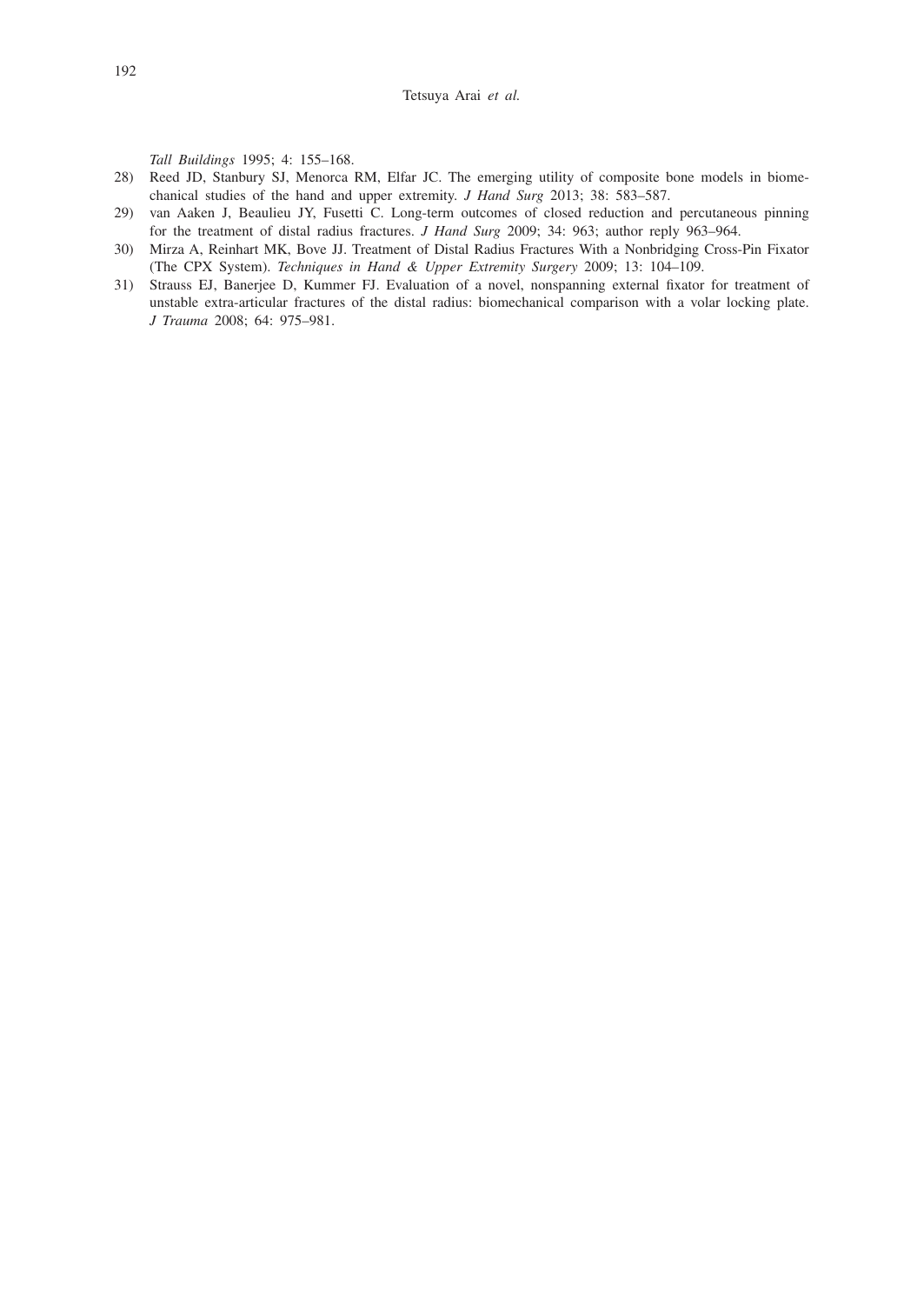*Tall Buildings* 1995; 4: 155–168.

28) Reed JD, Stanbury SJ, Menorca RM, Elfar JC. The emerging utility of composite bone models in biomechanical studies of the hand and upper extremity. *J Hand Surg* 2013; 38: 583–587.
29) van Aaken J, Beaulieu JY, Fusetti C. Long-term outcomes of closed reduction and percutaneous pinning for the treatment of distal radius fractures. *J Hand Surg* 2009; 34: 963; author reply 963–964.
30) Mirza A, Reinhart MK, Bove JJ. Treatment of Distal Radius Fractures With a Nonbridging Cross-Pin Fixator (The CPX System). *Techniques in Hand & Upper Extremity Surgery* 2009; 13: 104–109.
31) Strauss EJ, Banerjee D, Kummer FJ. Evaluation of a novel, nonspanning external fixator for treatment of unstable extra-articular fractures of the distal radius: biomechanical comparison with a volar locking plate. *J Trauma* 2008; 64: 975–981.